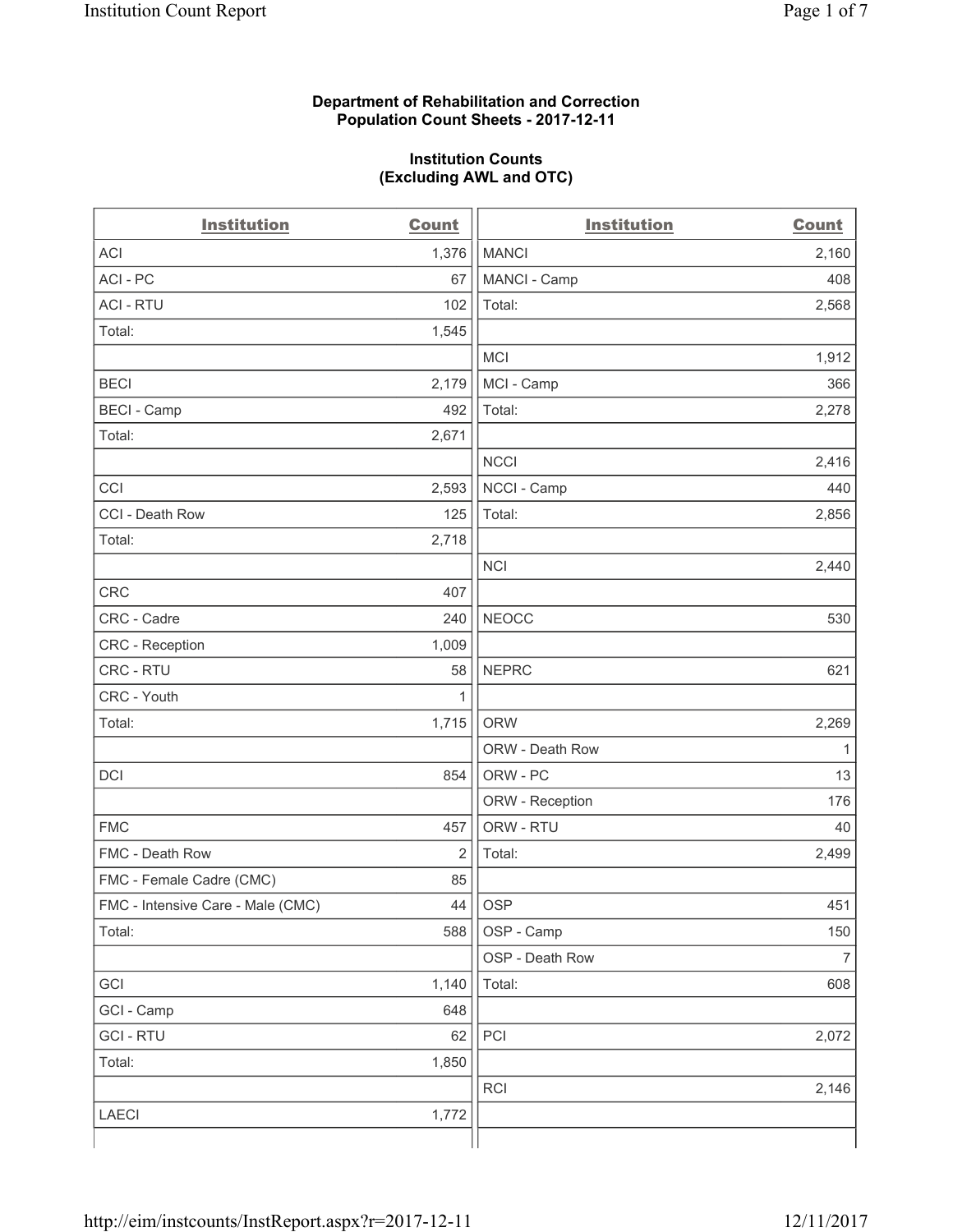**Department of Rehabilitation and Correction**
**Population Count Sheets - 2017-12-11**

**Institution Counts**
**(Excluding AWL and OTC)**

| Institution | Count |
|---|---|
| ACI | 1,376 |
| ACI - PC | 67 |
| ACI - RTU | 102 |
| Total: | 1,545 |
| | |
| BECI | 2,179 |
| BECI - Camp | 492 |
| Total: | 2,671 |
| | |
| CCI | 2,593 |
| CCI - Death Row | 125 |
| Total: | 2,718 |
| | |
| CRC | 407 |
| CRC - Cadre | 240 |
| CRC - Reception | 1,009 |
| CRC - RTU | 58 |
| CRC - Youth | 1 |
| Total: | 1,715 |
| | |
| DCI | 854 |
| | |
| FMC | 457 |
| FMC - Death Row | 2 |
| FMC - Female Cadre (CMC) | 85 |
| FMC - Intensive Care - Male (CMC) | 44 |
| Total: | 588 |
| | |
| GCI | 1,140 |
| GCI - Camp | 648 |
| GCI - RTU | 62 |
| Total: | 1,850 |
| | |
| LAECI | 1,772 |
| | |
| MANCI | 2,160 |
| MANCI - Camp | 408 |
| Total: | 2,568 |
| | |
| MCI | 1,912 |
| MCI - Camp | 366 |
| Total: | 2,278 |
| | |
| NCCI | 2,416 |
| NCCI - Camp | 440 |
| Total: | 2,856 |
| | |
| NCI | 2,440 |
| | |
| NEOCC | 530 |
| | |
| NEPRC | 621 |
| | |
| ORW | 2,269 |
| ORW - Death Row | 1 |
| ORW - PC | 13 |
| ORW - Reception | 176 |
| ORW - RTU | 40 |
| Total: | 2,499 |
| | |
| OSP | 451 |
| OSP - Camp | 150 |
| OSP - Death Row | 7 |
| Total: | 608 |
| | |
| PCI | 2,072 |
| | |
| RCI | 2,146 |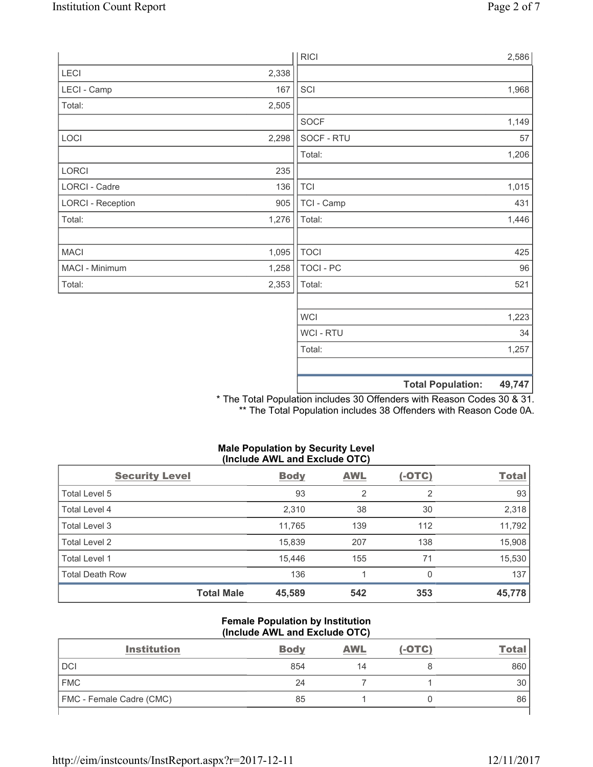| | |
|---|---|
| LECI | 2,338 |
| LECI - Camp | 167 |
| Total: | 2,505 |
| | |
| LOCI | 2,298 |
| | |
| LORCI | 235 |
| LORCI - Cadre | 136 |
| LORCI - Reception | 905 |
| Total: | 1,276 |
| | |
| MACI | 1,095 |
| MACI - Minimum | 1,258 |
| Total: | 2,353 |

| | |
|---|---|
| RICI | 2,586 |
| | |
| SCI | 1,968 |
| | |
| SOCF | 1,149 |
| SOCF - RTU | 57 |
| Total: | 1,206 |
| | |
| TCI | 1,015 |
| TCI - Camp | 431 |
| Total: | 1,446 |
| | |
| TOCI | 425 |
| TOCI - PC | 96 |
| Total: | 521 |
| | |
| WCI | 1,223 |
| WCI - RTU | 34 |
| Total: | 1,257 |
| | |
| **Total Population:** | **49,747** |

* The Total Population includes 30 Offenders with Reason Codes 30 & 31.
** The Total Population includes 38 Offenders with Reason Code 0A.

**Male Population by Security Level (Include AWL and Exclude OTC)**

| Security Level | Body | AWL | (-OTC) | Total |
|---|---|---|---|---|
| Total Level 5 | 93 | 2 | 2 | 93 |
| Total Level 4 | 2,310 | 38 | 30 | 2,318 |
| Total Level 3 | 11,765 | 139 | 112 | 11,792 |
| Total Level 2 | 15,839 | 207 | 138 | 15,908 |
| Total Level 1 | 15,446 | 155 | 71 | 15,530 |
| Total Death Row | 136 | 1 | 0 | 137 |
| **Total Male** | **45,589** | **542** | **353** | **45,778** |

**Female Population by Institution (Include AWL and Exclude OTC)**

| Institution | Body | AWL | (-OTC) | Total |
|---|---|---|---|---|
| DCI | 854 | 14 | 8 | 860 |
| FMC | 24 | 7 | 1 | 30 |
| FMC - Female Cadre (CMC) | 85 | 1 | 0 | 86 |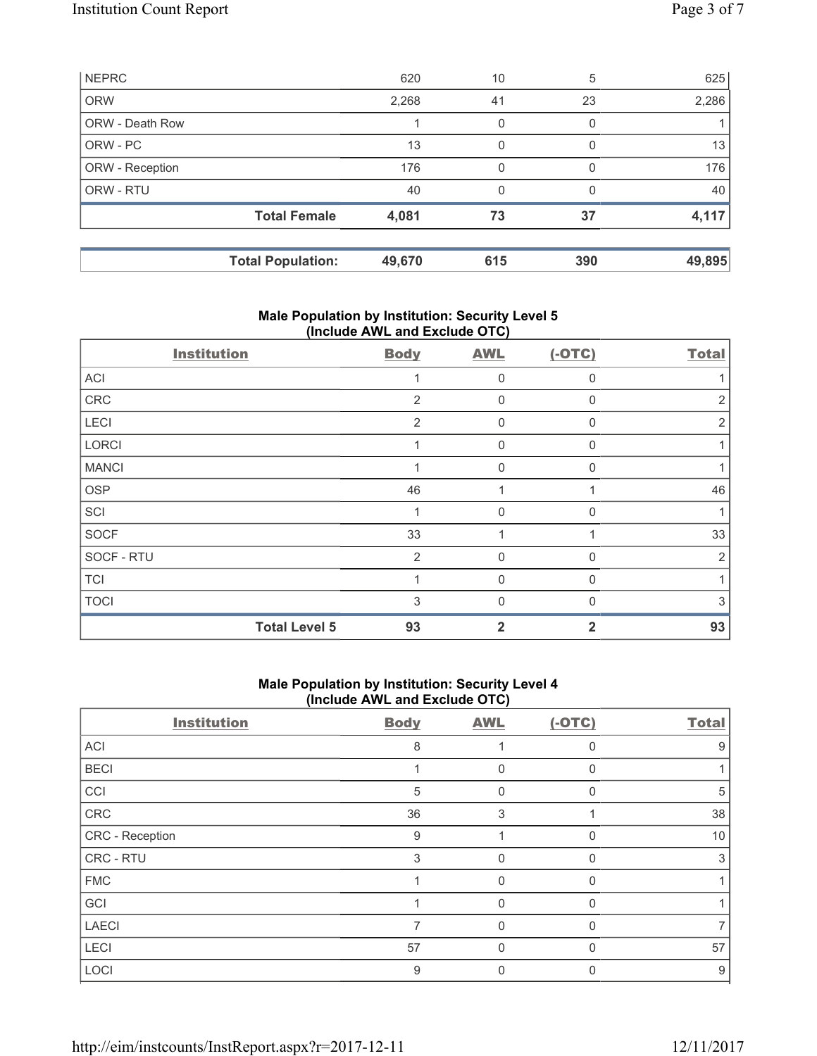| | | | | |
|---|---|---|---|---|
| NEPRC | 620 | 10 | 5 | 625 |
| ORW | 2,268 | 41 | 23 | 2,286 |
| ORW - Death Row | 1 | 0 | 0 | 1 |
| ORW - PC | 13 | 0 | 0 | 13 |
| ORW - Reception | 176 | 0 | 0 | 176 |
| ORW - RTU | 40 | 0 | 0 | 40 |
| **Total Female** | **4,081** | **73** | **37** | **4,117** |

| | | | | |
|---|---|---|---|---|
| **Total Population:** | **49,670** | **615** | **390** | **49,895** |

## Male Population by Institution: Security Level 5 (Include AWL and Exclude OTC)

| Institution | Body | AWL | (-OTC) | Total |
|---|---|---|---|---|
| ACI | 1 | 0 | 0 | 1 |
| CRC | 2 | 0 | 0 | 2 |
| LECI | 2 | 0 | 0 | 2 |
| LORCI | 1 | 0 | 0 | 1 |
| MANCI | 1 | 0 | 0 | 1 |
| OSP | 46 | 1 | 1 | 46 |
| SCI | 1 | 0 | 0 | 1 |
| SOCF | 33 | 1 | 1 | 33 |
| SOCF - RTU | 2 | 0 | 0 | 2 |
| TCI | 1 | 0 | 0 | 1 |
| TOCI | 3 | 0 | 0 | 3 |
| **Total Level 5** | **93** | **2** | **2** | **93** |

## Male Population by Institution: Security Level 4 (Include AWL and Exclude OTC)

| Institution | Body | AWL | (-OTC) | Total |
|---|---|---|---|---|
| ACI | 8 | 1 | 0 | 9 |
| BECI | 1 | 0 | 0 | 1 |
| CCI | 5 | 0 | 0 | 5 |
| CRC | 36 | 3 | 1 | 38 |
| CRC - Reception | 9 | 1 | 0 | 10 |
| CRC - RTU | 3 | 0 | 0 | 3 |
| FMC | 1 | 0 | 0 | 1 |
| GCI | 1 | 0 | 0 | 1 |
| LAECI | 7 | 0 | 0 | 7 |
| LECI | 57 | 0 | 0 | 57 |
| LOCI | 9 | 0 | 0 | 9 |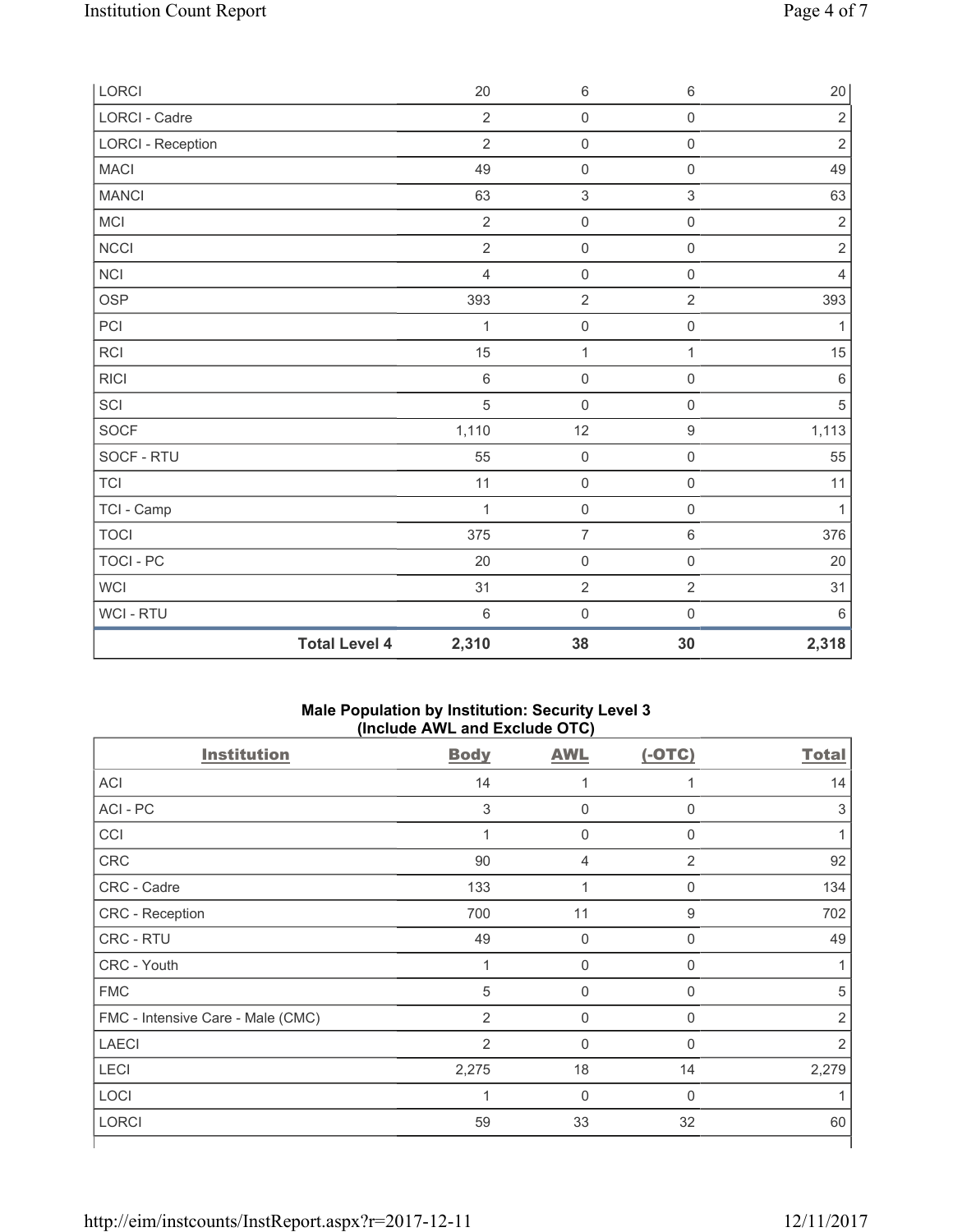| LORCI | | 20 | 6 | 6 | 20 |
|---|---|---|---|---|---|
| LORCI - Cadre | | 2 | 0 | 0 | 2 |
| LORCI - Reception | | 2 | 0 | 0 | 2 |
| MACI | | 49 | 0 | 0 | 49 |
| MANCI | | 63 | 3 | 3 | 63 |
| MCI | | 2 | 0 | 0 | 2 |
| NCCI | | 2 | 0 | 0 | 2 |
| NCI | | 4 | 0 | 0 | 4 |
| OSP | | 393 | 2 | 2 | 393 |
| PCI | | 1 | 0 | 0 | 1 |
| RCI | | 15 | 1 | 1 | 15 |
| RICI | | 6 | 0 | 0 | 6 |
| SCI | | 5 | 0 | 0 | 5 |
| SOCF | | 1,110 | 12 | 9 | 1,113 |
| SOCF - RTU | | 55 | 0 | 0 | 55 |
| TCI | | 11 | 0 | 0 | 11 |
| TCI - Camp | | 1 | 0 | 0 | 1 |
| TOCI | | 375 | 7 | 6 | 376 |
| TOCI - PC | | 20 | 0 | 0 | 20 |
| WCI | | 31 | 2 | 2 | 31 |
| WCI - RTU | | 6 | 0 | 0 | 6 |
| | **Total Level 4** | **2,310** | **38** | **30** | **2,318** |

## Male Population by Institution: Security Level 3 (Include AWL and Exclude OTC)

| Institution | Body | AWL | (-OTC) | Total |
|---|---|---|---|---|
| ACI | 14 | 1 | 1 | 14 |
| ACI - PC | 3 | 0 | 0 | 3 |
| CCI | 1 | 0 | 0 | 1 |
| CRC | 90 | 4 | 2 | 92 |
| CRC - Cadre | 133 | 1 | 0 | 134 |
| CRC - Reception | 700 | 11 | 9 | 702 |
| CRC - RTU | 49 | 0 | 0 | 49 |
| CRC - Youth | 1 | 0 | 0 | 1 |
| FMC | 5 | 0 | 0 | 5 |
| FMC - Intensive Care - Male (CMC) | 2 | 0 | 0 | 2 |
| LAECI | 2 | 0 | 0 | 2 |
| LECI | 2,275 | 18 | 14 | 2,279 |
| LOCI | 1 | 0 | 0 | 1 |
| LORCI | 59 | 33 | 32 | 60 |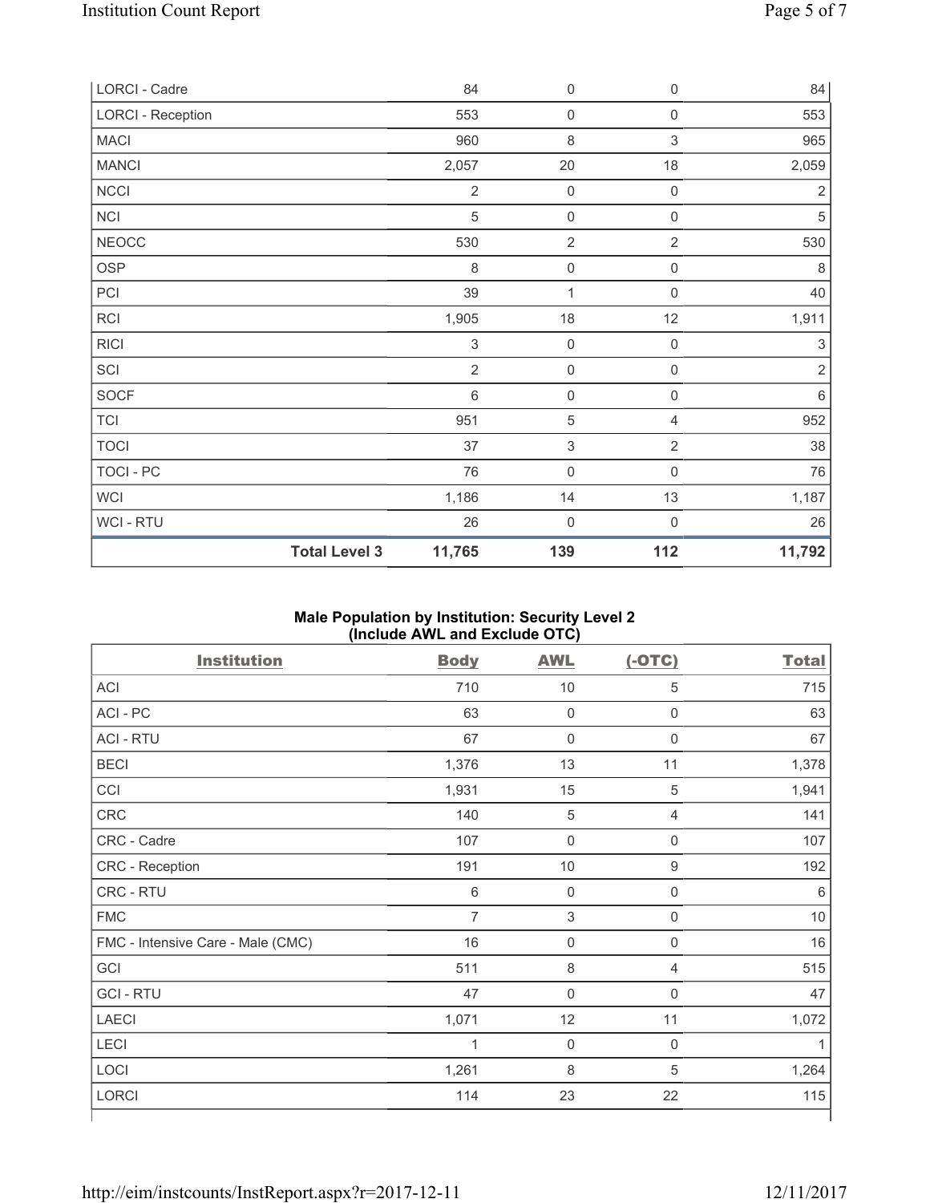| LORCI - Cadre | | 84 | 0 | 0 | 84 |
|---|---|---|---|---|---|
| LORCI - Reception | | 553 | 0 | 0 | 553 |
| MACI | | 960 | 8 | 3 | 965 |
| MANCI | | 2,057 | 20 | 18 | 2,059 |
| NCCI | | 2 | 0 | 0 | 2 |
| NCI | | 5 | 0 | 0 | 5 |
| NEOCC | | 530 | 2 | 2 | 530 |
| OSP | | 8 | 0 | 0 | 8 |
| PCI | | 39 | 1 | 0 | 40 |
| RCI | | 1,905 | 18 | 12 | 1,911 |
| RICI | | 3 | 0 | 0 | 3 |
| SCI | | 2 | 0 | 0 | 2 |
| SOCF | | 6 | 0 | 0 | 6 |
| TCI | | 951 | 5 | 4 | 952 |
| TOCI | | 37 | 3 | 2 | 38 |
| TOCI - PC | | 76 | 0 | 0 | 76 |
| WCI | | 1,186 | 14 | 13 | 1,187 |
| WCI - RTU | | 26 | 0 | 0 | 26 |
| | **Total Level 3** | **11,765** | **139** | **112** | **11,792** |

**Male Population by Institution: Security Level 2 (Include AWL and Exclude OTC)**

| Institution | Body | AWL | (-OTC) | Total |
|---|---|---|---|---|
| ACI | 710 | 10 | 5 | 715 |
| ACI - PC | 63 | 0 | 0 | 63 |
| ACI - RTU | 67 | 0 | 0 | 67 |
| BECI | 1,376 | 13 | 11 | 1,378 |
| CCI | 1,931 | 15 | 5 | 1,941 |
| CRC | 140 | 5 | 4 | 141 |
| CRC - Cadre | 107 | 0 | 0 | 107 |
| CRC - Reception | 191 | 10 | 9 | 192 |
| CRC - RTU | 6 | 0 | 0 | 6 |
| FMC | 7 | 3 | 0 | 10 |
| FMC - Intensive Care - Male (CMC) | 16 | 0 | 0 | 16 |
| GCI | 511 | 8 | 4 | 515 |
| GCI - RTU | 47 | 0 | 0 | 47 |
| LAECI | 1,071 | 12 | 11 | 1,072 |
| LECI | 1 | 0 | 0 | 1 |
| LOCI | 1,261 | 8 | 5 | 1,264 |
| LORCI | 114 | 23 | 22 | 115 |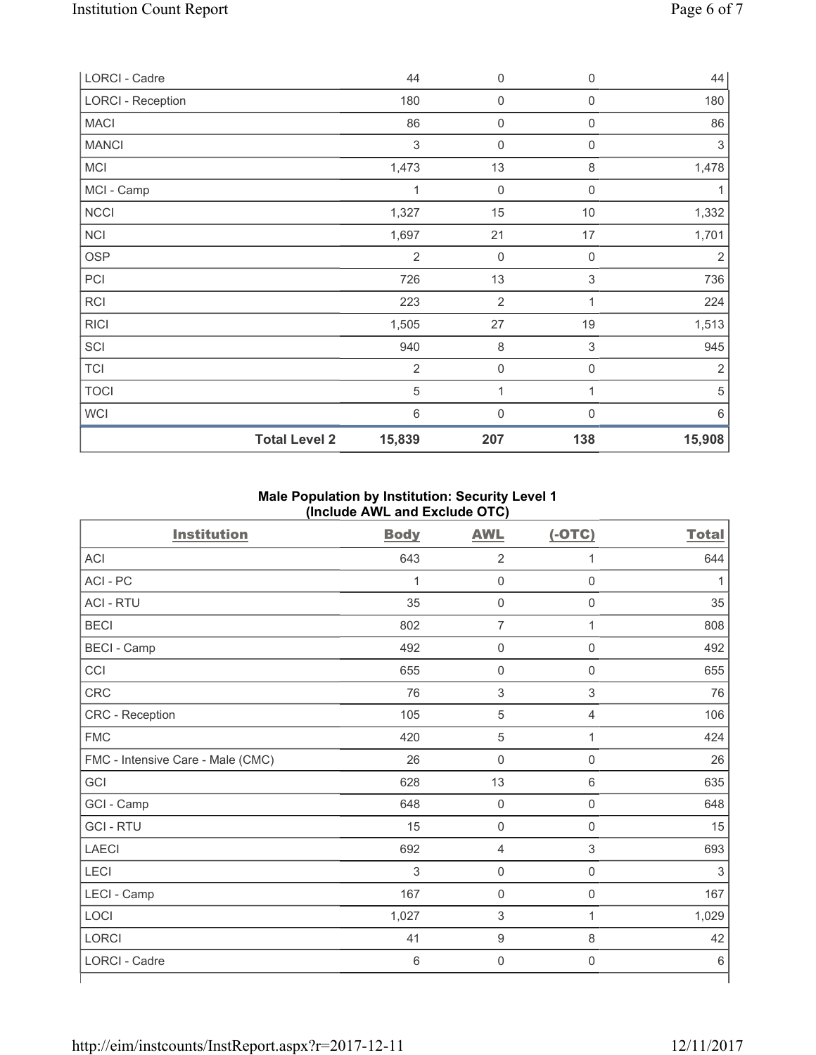| | | | | |
|---|---|---|---|---|
| LORCI - Cadre | 44 | 0 | 0 | 44 |
| LORCI - Reception | 180 | 0 | 0 | 180 |
| MACI | 86 | 0 | 0 | 86 |
| MANCI | 3 | 0 | 0 | 3 |
| MCI | 1,473 | 13 | 8 | 1,478 |
| MCI - Camp | 1 | 0 | 0 | 1 |
| NCCI | 1,327 | 15 | 10 | 1,332 |
| NCI | 1,697 | 21 | 17 | 1,701 |
| OSP | 2 | 0 | 0 | 2 |
| PCI | 726 | 13 | 3 | 736 |
| RCI | 223 | 2 | 1 | 224 |
| RICI | 1,505 | 27 | 19 | 1,513 |
| SCI | 940 | 8 | 3 | 945 |
| TCI | 2 | 0 | 0 | 2 |
| TOCI | 5 | 1 | 1 | 5 |
| WCI | 6 | 0 | 0 | 6 |
| **Total Level 2** | **15,839** | **207** | **138** | **15,908** |

**Male Population by Institution: Security Level 1 (Include AWL and Exclude OTC)**

| Institution | Body | AWL | (-OTC) | Total |
|---|---|---|---|---|
| ACI | 643 | 2 | 1 | 644 |
| ACI - PC | 1 | 0 | 0 | 1 |
| ACI - RTU | 35 | 0 | 0 | 35 |
| BECI | 802 | 7 | 1 | 808 |
| BECI - Camp | 492 | 0 | 0 | 492 |
| CCI | 655 | 0 | 0 | 655 |
| CRC | 76 | 3 | 3 | 76 |
| CRC - Reception | 105 | 5 | 4 | 106 |
| FMC | 420 | 5 | 1 | 424 |
| FMC - Intensive Care - Male (CMC) | 26 | 0 | 0 | 26 |
| GCI | 628 | 13 | 6 | 635 |
| GCI - Camp | 648 | 0 | 0 | 648 |
| GCI - RTU | 15 | 0 | 0 | 15 |
| LAECI | 692 | 4 | 3 | 693 |
| LECI | 3 | 0 | 0 | 3 |
| LECI - Camp | 167 | 0 | 0 | 167 |
| LOCI | 1,027 | 3 | 1 | 1,029 |
| LORCI | 41 | 9 | 8 | 42 |
| LORCI - Cadre | 6 | 0 | 0 | 6 |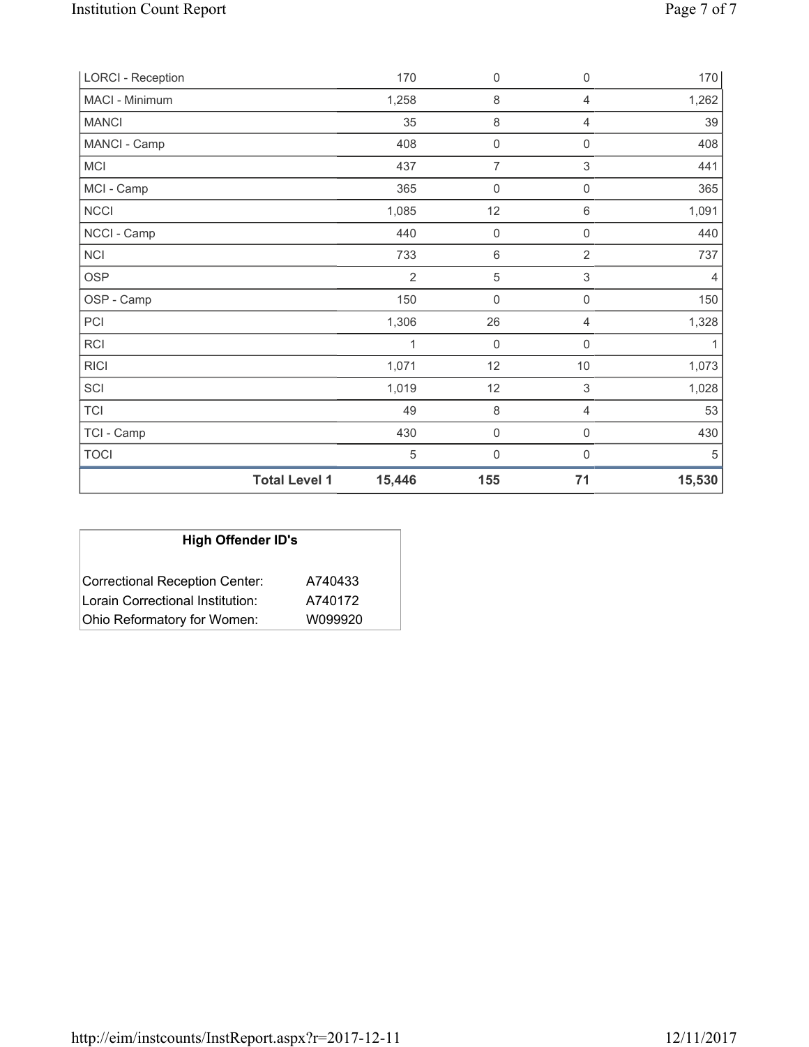| | | | | |
|---|---|---|---|---|
| LORCI - Reception | 170 | 0 | 0 | 170 |
| MACI - Minimum | 1,258 | 8 | 4 | 1,262 |
| MANCI | 35 | 8 | 4 | 39 |
| MANCI - Camp | 408 | 0 | 0 | 408 |
| MCI | 437 | 7 | 3 | 441 |
| MCI - Camp | 365 | 0 | 0 | 365 |
| NCCI | 1,085 | 12 | 6 | 1,091 |
| NCCI - Camp | 440 | 0 | 0 | 440 |
| NCI | 733 | 6 | 2 | 737 |
| OSP | 2 | 5 | 3 | 4 |
| OSP - Camp | 150 | 0 | 0 | 150 |
| PCI | 1,306 | 26 | 4 | 1,328 |
| RCI | 1 | 0 | 0 | 1 |
| RICI | 1,071 | 12 | 10 | 1,073 |
| SCI | 1,019 | 12 | 3 | 1,028 |
| TCI | 49 | 8 | 4 | 53 |
| TCI - Camp | 430 | 0 | 0 | 430 |
| TOCI | 5 | 0 | 0 | 5 |
| **Total Level 1** | **15,446** | **155** | **71** | **15,530** |

| High Offender ID's | |
|---|---|
| Correctional Reception Center: | A740433 |
| Lorain Correctional Institution: | A740172 |
| Ohio Reformatory for Women: | W099920 |